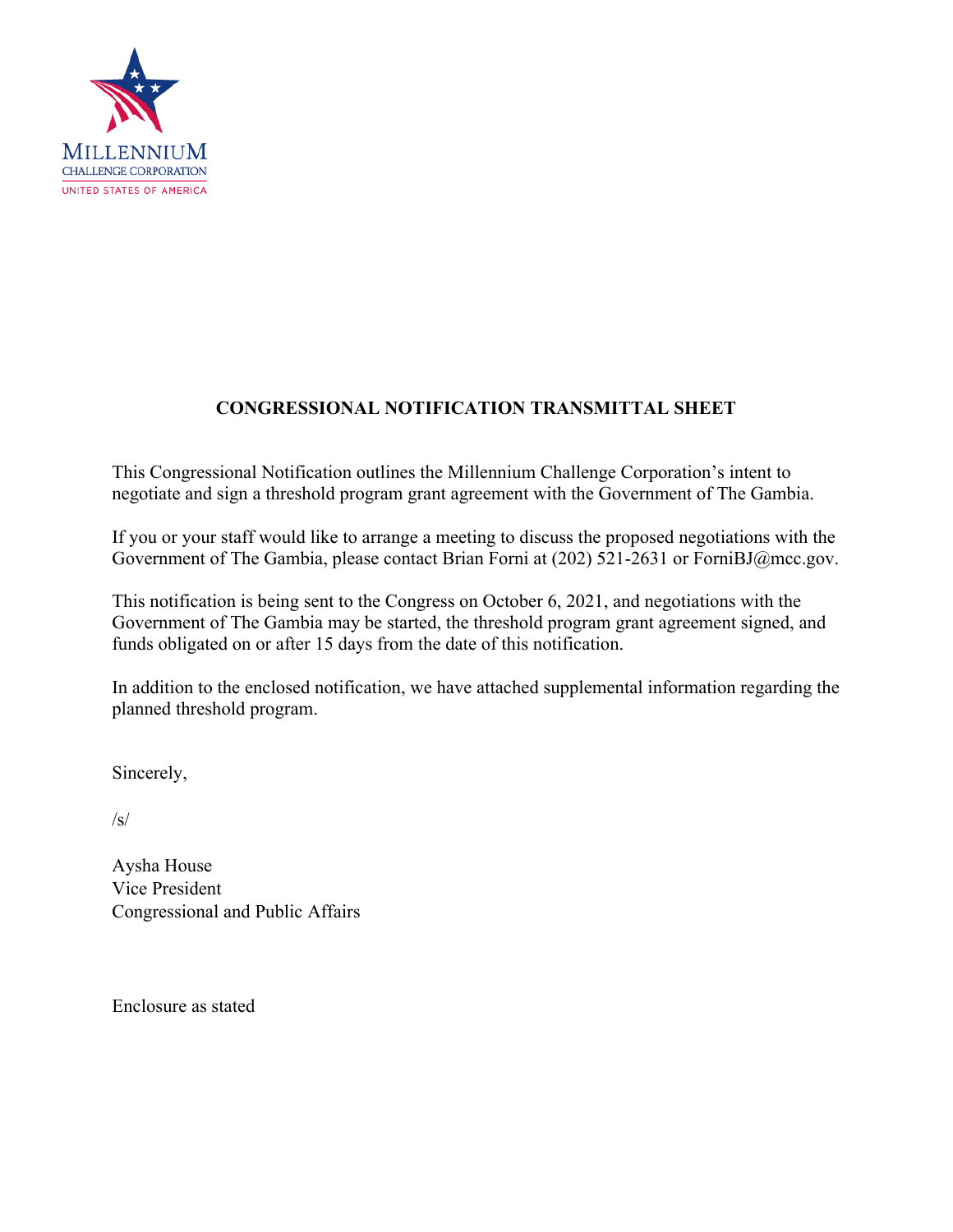MILLENNIUM
CHALLENGE CORPORATION
UNITED STATES OF AMERICA

## CONGRESSIONAL NOTIFICATION TRANSMITTAL SHEET

This Congressional Notification outlines the Millennium Challenge Corporation's intent to negotiate and sign a threshold program grant agreement with the Government of The Gambia.

If you or your staff would like to arrange a meeting to discuss the proposed negotiations with the Government of The Gambia, please contact Brian Forni at (202) 521-2631 or ForniBJ@mcc.gov.

This notification is being sent to the Congress on October 6, 2021, and negotiations with the Government of The Gambia may be started, the threshold program grant agreement signed, and funds obligated on or after 15 days from the date of this notification.

In addition to the enclosed notification, we have attached supplemental information regarding the planned threshold program.

Sincerely,

/s/

Aysha House
Vice President
Congressional and Public Affairs

Enclosure as stated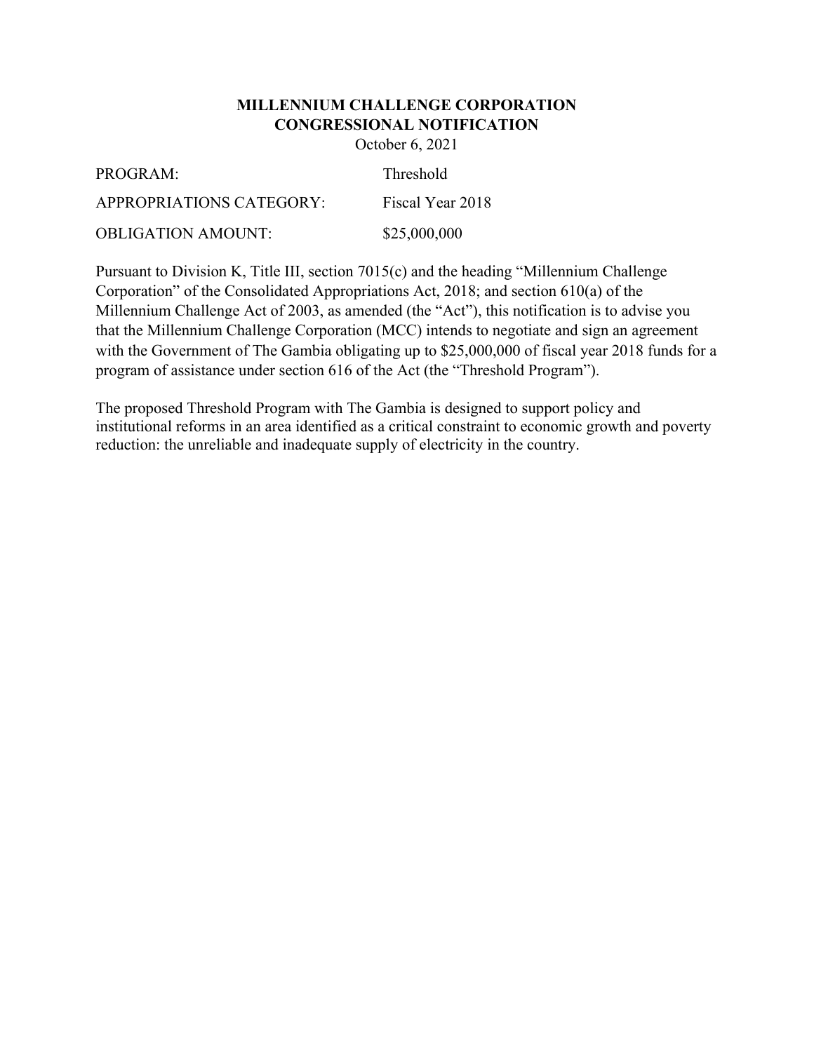**MILLENNIUM CHALLENGE CORPORATION**
**CONGRESSIONAL NOTIFICATION**
October 6, 2021

| | |
|---|---|
| PROGRAM: | Threshold |
| APPROPRIATIONS CATEGORY: | Fiscal Year 2018 |
| OBLIGATION AMOUNT: | $25,000,000 |

Pursuant to Division K, Title III, section 7015(c) and the heading "Millennium Challenge Corporation" of the Consolidated Appropriations Act, 2018; and section 610(a) of the Millennium Challenge Act of 2003, as amended (the "Act"), this notification is to advise you that the Millennium Challenge Corporation (MCC) intends to negotiate and sign an agreement with the Government of The Gambia obligating up to $25,000,000 of fiscal year 2018 funds for a program of assistance under section 616 of the Act (the "Threshold Program").

The proposed Threshold Program with The Gambia is designed to support policy and institutional reforms in an area identified as a critical constraint to economic growth and poverty reduction: the unreliable and inadequate supply of electricity in the country.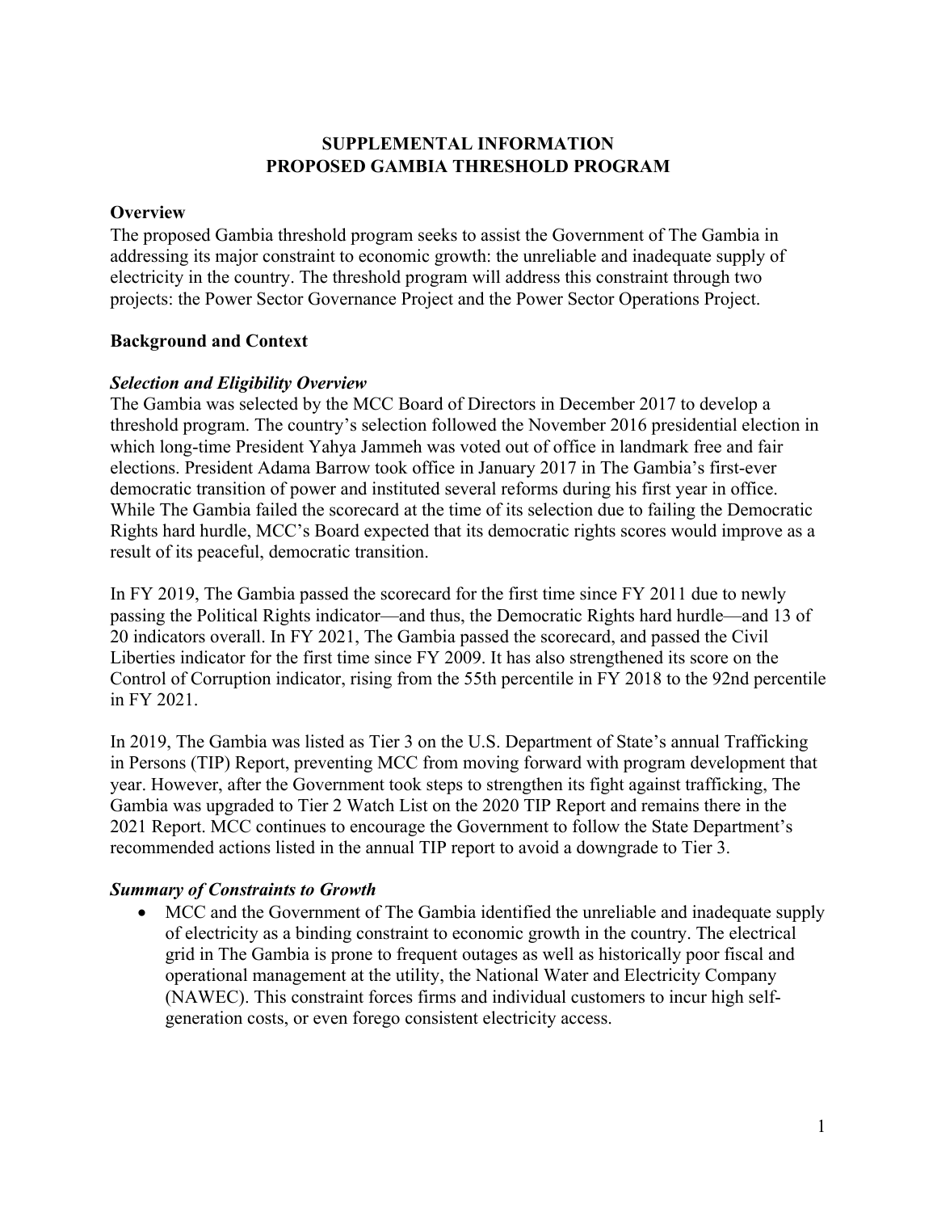# SUPPLEMENTAL INFORMATION
# PROPOSED GAMBIA THRESHOLD PROGRAM

## Overview

The proposed Gambia threshold program seeks to assist the Government of The Gambia in addressing its major constraint to economic growth: the unreliable and inadequate supply of electricity in the country. The threshold program will address this constraint through two projects: the Power Sector Governance Project and the Power Sector Operations Project.

## Background and Context

### *Selection and Eligibility Overview*

The Gambia was selected by the MCC Board of Directors in December 2017 to develop a threshold program. The country's selection followed the November 2016 presidential election in which long-time President Yahya Jammeh was voted out of office in landmark free and fair elections. President Adama Barrow took office in January 2017 in The Gambia's first-ever democratic transition of power and instituted several reforms during his first year in office. While The Gambia failed the scorecard at the time of its selection due to failing the Democratic Rights hard hurdle, MCC's Board expected that its democratic rights scores would improve as a result of its peaceful, democratic transition.

In FY 2019, The Gambia passed the scorecard for the first time since FY 2011 due to newly passing the Political Rights indicator—and thus, the Democratic Rights hard hurdle—and 13 of 20 indicators overall. In FY 2021, The Gambia passed the scorecard, and passed the Civil Liberties indicator for the first time since FY 2009. It has also strengthened its score on the Control of Corruption indicator, rising from the 55th percentile in FY 2018 to the 92nd percentile in FY 2021.

In 2019, The Gambia was listed as Tier 3 on the U.S. Department of State's annual Trafficking in Persons (TIP) Report, preventing MCC from moving forward with program development that year. However, after the Government took steps to strengthen its fight against trafficking, The Gambia was upgraded to Tier 2 Watch List on the 2020 TIP Report and remains there in the 2021 Report. MCC continues to encourage the Government to follow the State Department's recommended actions listed in the annual TIP report to avoid a downgrade to Tier 3.

### *Summary of Constraints to Growth*

- MCC and the Government of The Gambia identified the unreliable and inadequate supply of electricity as a binding constraint to economic growth in the country. The electrical grid in The Gambia is prone to frequent outages as well as historically poor fiscal and operational management at the utility, the National Water and Electricity Company (NAWEC). This constraint forces firms and individual customers to incur high self-generation costs, or even forego consistent electricity access.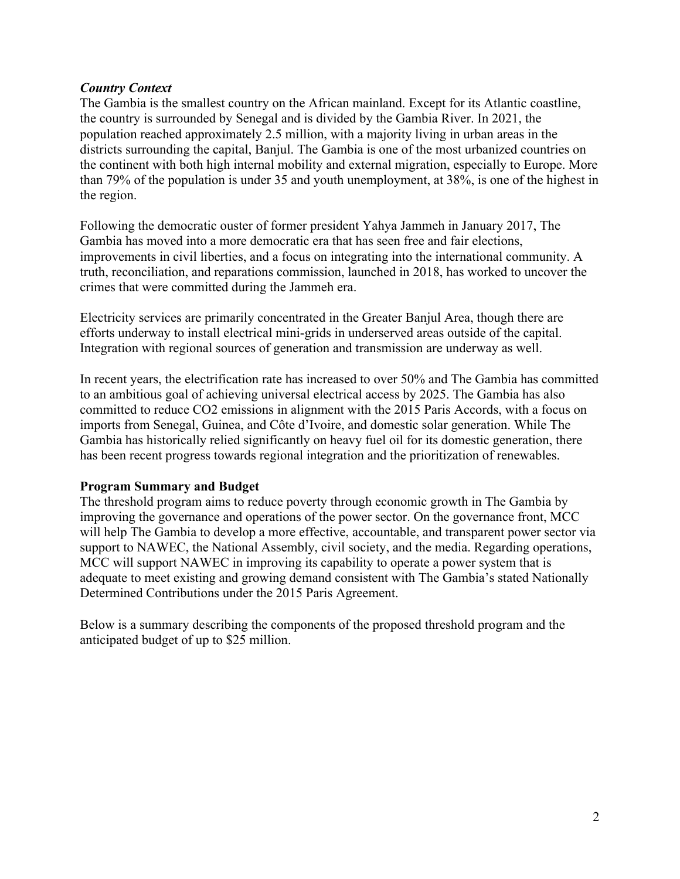### *Country Context*

The Gambia is the smallest country on the African mainland. Except for its Atlantic coastline, the country is surrounded by Senegal and is divided by the Gambia River. In 2021, the population reached approximately 2.5 million, with a majority living in urban areas in the districts surrounding the capital, Banjul. The Gambia is one of the most urbanized countries on the continent with both high internal mobility and external migration, especially to Europe. More than 79% of the population is under 35 and youth unemployment, at 38%, is one of the highest in the region.

Following the democratic ouster of former president Yahya Jammeh in January 2017, The Gambia has moved into a more democratic era that has seen free and fair elections, improvements in civil liberties, and a focus on integrating into the international community. A truth, reconciliation, and reparations commission, launched in 2018, has worked to uncover the crimes that were committed during the Jammeh era.

Electricity services are primarily concentrated in the Greater Banjul Area, though there are efforts underway to install electrical mini-grids in underserved areas outside of the capital. Integration with regional sources of generation and transmission are underway as well.

In recent years, the electrification rate has increased to over 50% and The Gambia has committed to an ambitious goal of achieving universal electrical access by 2025. The Gambia has also committed to reduce $CO_2$ emissions in alignment with the 2015 Paris Accords, with a focus on imports from Senegal, Guinea, and Côte d'Ivoire, and domestic solar generation. While The Gambia has historically relied significantly on heavy fuel oil for its domestic generation, there has been recent progress towards regional integration and the prioritization of renewables.

### **Program Summary and Budget**

The threshold program aims to reduce poverty through economic growth in The Gambia by improving the governance and operations of the power sector. On the governance front, MCC will help The Gambia to develop a more effective, accountable, and transparent power sector via support to NAWEC, the National Assembly, civil society, and the media. Regarding operations, MCC will support NAWEC in improving its capability to operate a power system that is adequate to meet existing and growing demand consistent with The Gambia's stated Nationally Determined Contributions under the 2015 Paris Agreement.

Below is a summary describing the components of the proposed threshold program and the anticipated budget of up to $25 million.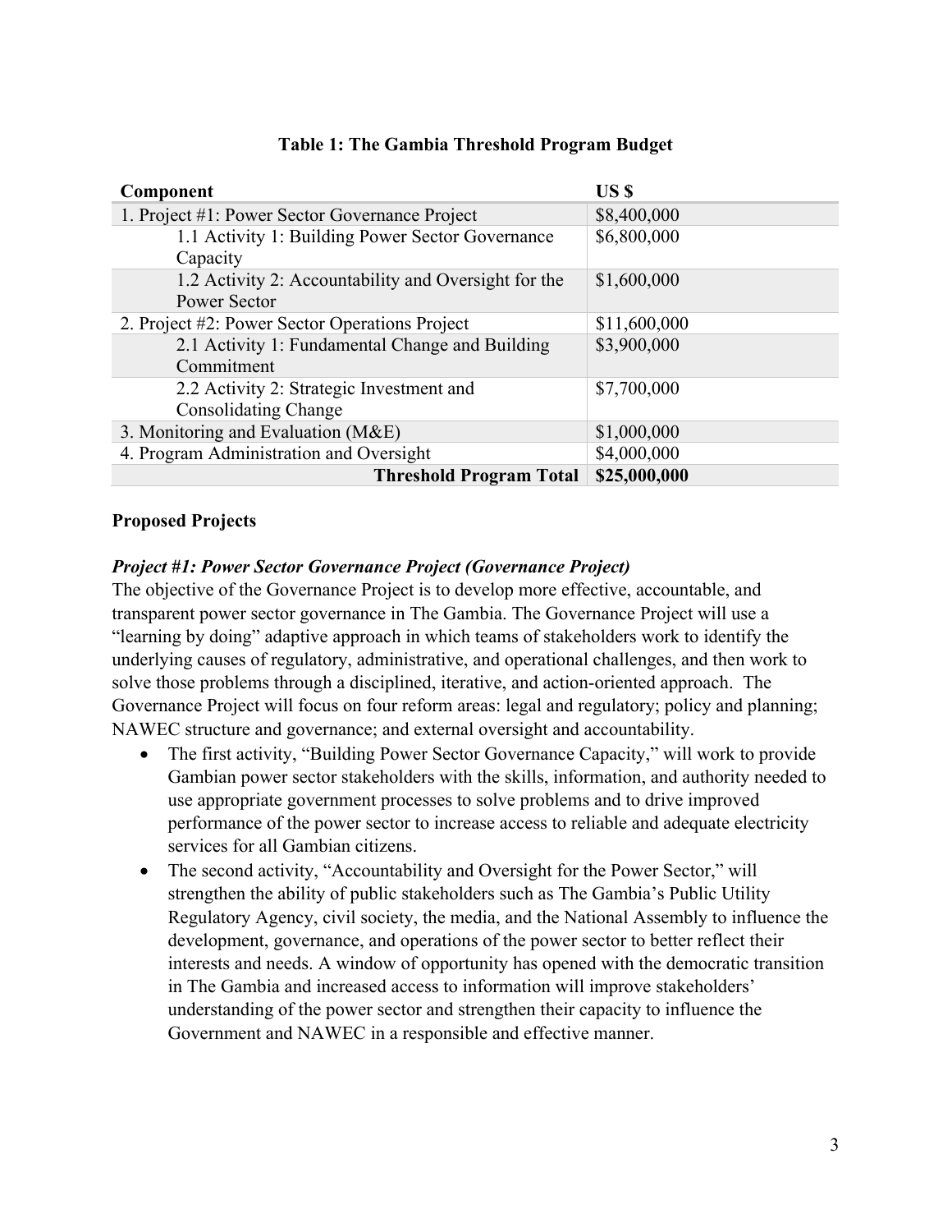**Table 1: The Gambia Threshold Program Budget**

| Component | US $ |
|---|---|
| 1. Project #1: Power Sector Governance Project | $8,400,000 |
| 1.1 Activity 1: Building Power Sector Governance Capacity | $6,800,000 |
| 1.2 Activity 2: Accountability and Oversight for the Power Sector | $1,600,000 |
| 2. Project #2: Power Sector Operations Project | $11,600,000 |
| 2.1 Activity 1: Fundamental Change and Building Commitment | $3,900,000 |
| 2.2 Activity 2: Strategic Investment and Consolidating Change | $7,700,000 |
| 3. Monitoring and Evaluation (M&E) | $1,000,000 |
| 4. Program Administration and Oversight | $4,000,000 |
| **Threshold Program Total** | **$25,000,000** |

**Proposed Projects**

***Project #1: Power Sector Governance Project (Governance Project)***

The objective of the Governance Project is to develop more effective, accountable, and transparent power sector governance in The Gambia. The Governance Project will use a "learning by doing" adaptive approach in which teams of stakeholders work to identify the underlying causes of regulatory, administrative, and operational challenges, and then work to solve those problems through a disciplined, iterative, and action-oriented approach. The Governance Project will focus on four reform areas: legal and regulatory; policy and planning; NAWEC structure and governance; and external oversight and accountability.

- The first activity, "Building Power Sector Governance Capacity," will work to provide Gambian power sector stakeholders with the skills, information, and authority needed to use appropriate government processes to solve problems and to drive improved performance of the power sector to increase access to reliable and adequate electricity services for all Gambian citizens.
- The second activity, "Accountability and Oversight for the Power Sector," will strengthen the ability of public stakeholders such as The Gambia's Public Utility Regulatory Agency, civil society, the media, and the National Assembly to influence the development, governance, and operations of the power sector to better reflect their interests and needs. A window of opportunity has opened with the democratic transition in The Gambia and increased access to information will improve stakeholders' understanding of the power sector and strengthen their capacity to influence the Government and NAWEC in a responsible and effective manner.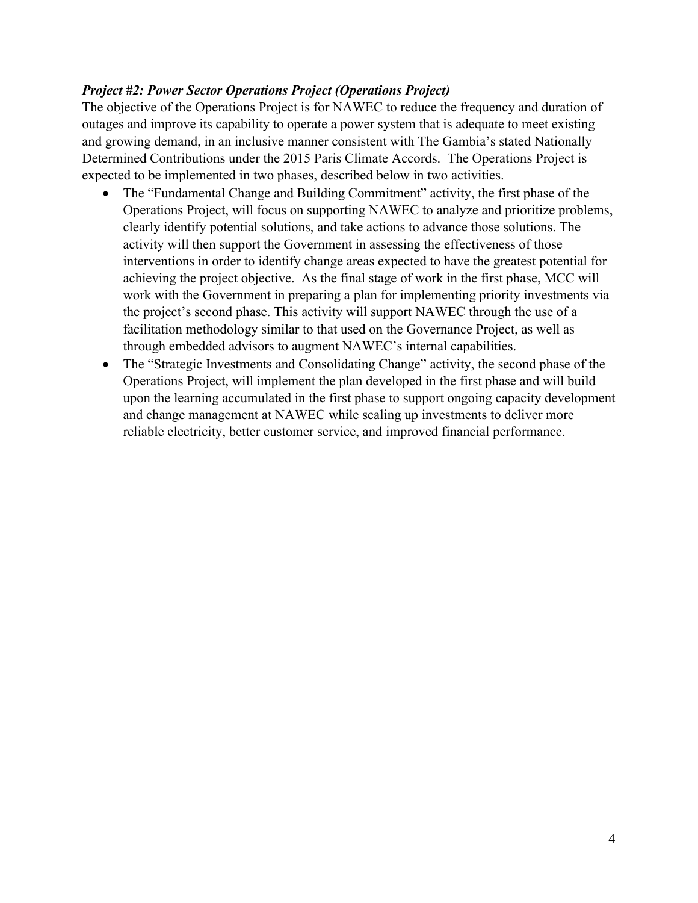***Project #2: Power Sector Operations Project (Operations Project)***

The objective of the Operations Project is for NAWEC to reduce the frequency and duration of outages and improve its capability to operate a power system that is adequate to meet existing and growing demand, in an inclusive manner consistent with The Gambia's stated Nationally Determined Contributions under the 2015 Paris Climate Accords. The Operations Project is expected to be implemented in two phases, described below in two activities.

- The "Fundamental Change and Building Commitment" activity, the first phase of the Operations Project, will focus on supporting NAWEC to analyze and prioritize problems, clearly identify potential solutions, and take actions to advance those solutions. The activity will then support the Government in assessing the effectiveness of those interventions in order to identify change areas expected to have the greatest potential for achieving the project objective. As the final stage of work in the first phase, MCC will work with the Government in preparing a plan for implementing priority investments via the project's second phase. This activity will support NAWEC through the use of a facilitation methodology similar to that used on the Governance Project, as well as through embedded advisors to augment NAWEC's internal capabilities.
- The "Strategic Investments and Consolidating Change" activity, the second phase of the Operations Project, will implement the plan developed in the first phase and will build upon the learning accumulated in the first phase to support ongoing capacity development and change management at NAWEC while scaling up investments to deliver more reliable electricity, better customer service, and improved financial performance.